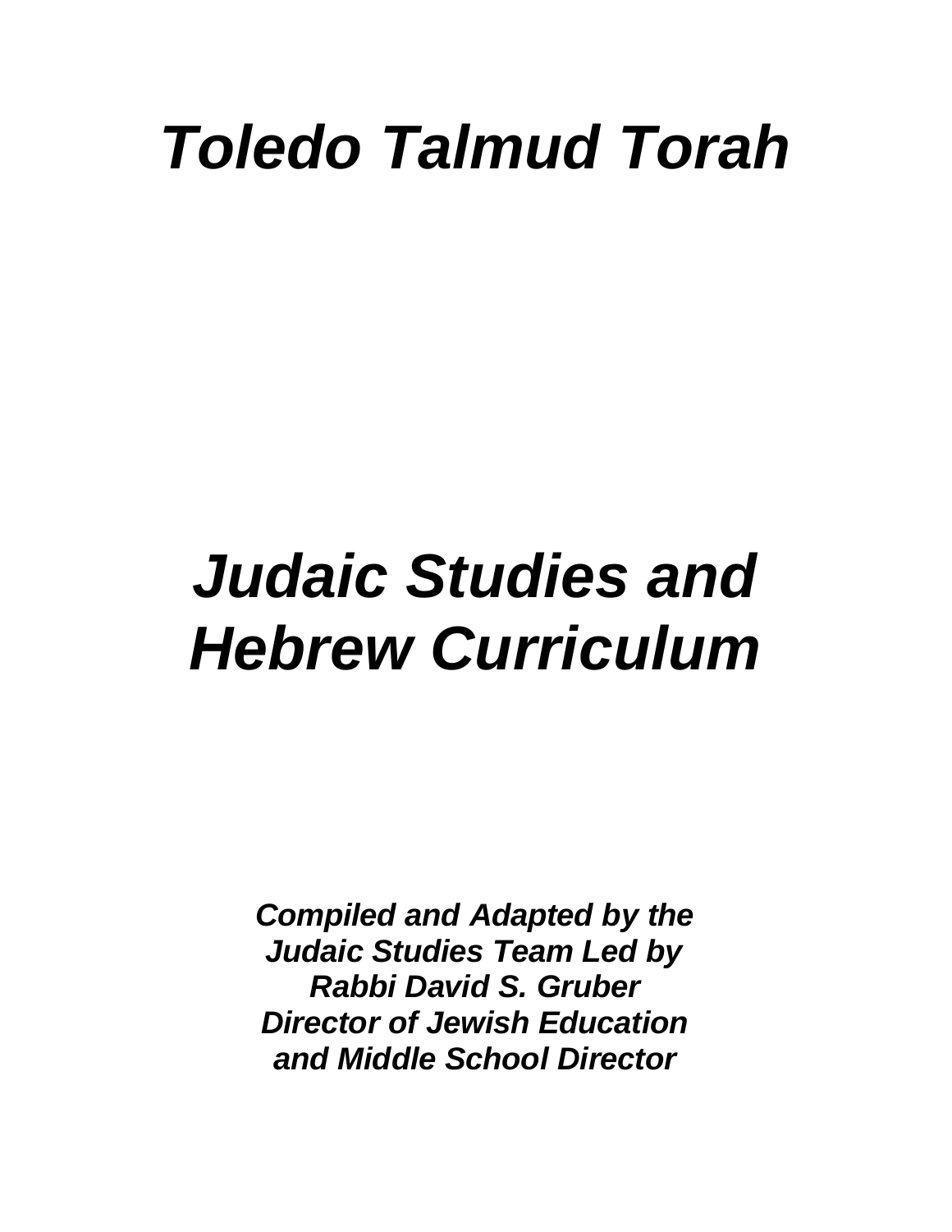# *Toledo Talmud Torah*

# *Judaic Studies and Hebrew Curriculum*

***Compiled and Adapted by the Judaic Studies Team Led by Rabbi David S. Gruber Director of Jewish Education and Middle School Director***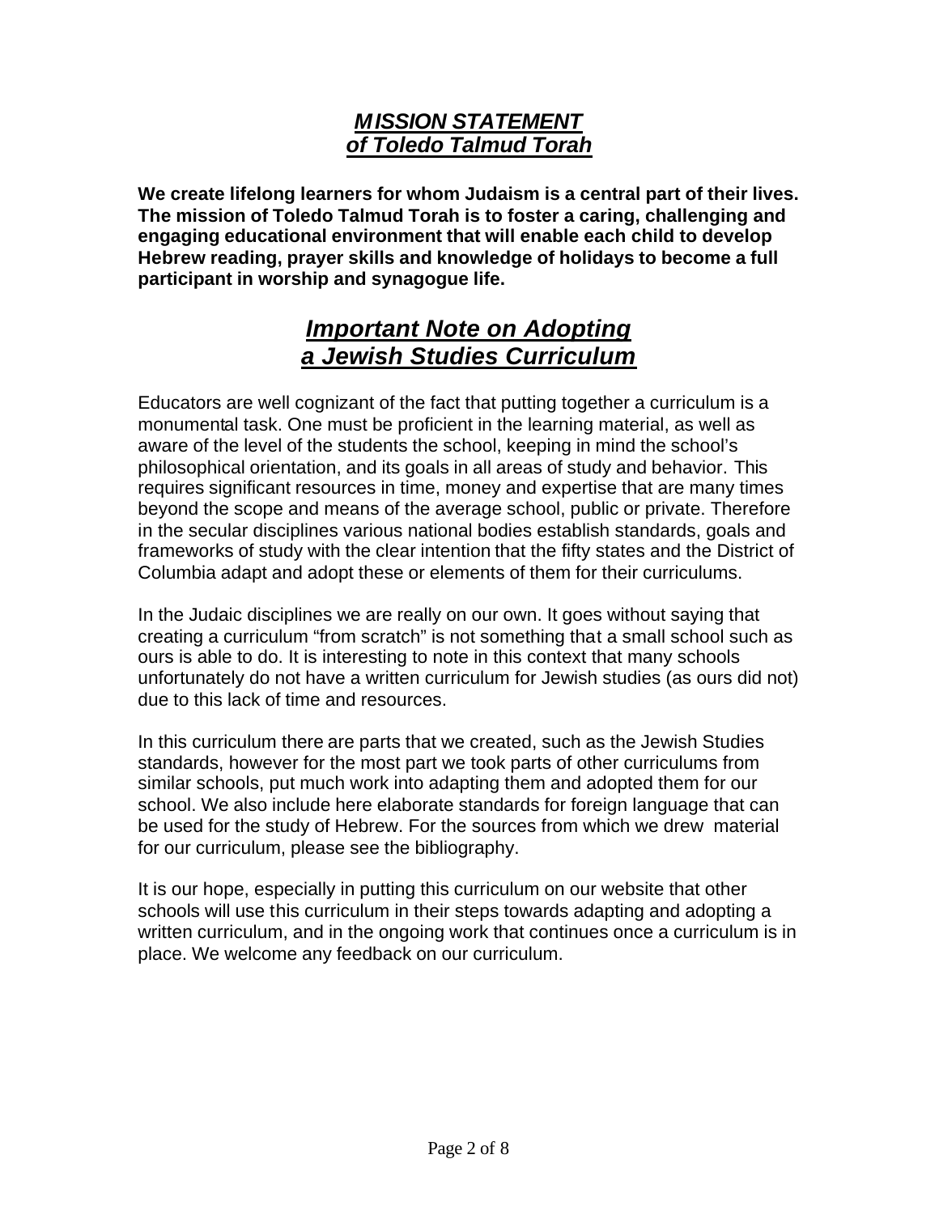## ***MISSION STATEMENT of Toledo Talmud Torah***

**We create lifelong learners for whom Judaism is a central part of their lives. The mission of Toledo Talmud Torah is to foster a caring, challenging and engaging educational environment that will enable each child to develop Hebrew reading, prayer skills and knowledge of holidays to become a full participant in worship and synagogue life.**

## ***Important Note on Adopting a Jewish Studies Curriculum***

Educators are well cognizant of the fact that putting together a curriculum is a monumental task. One must be proficient in the learning material, as well as aware of the level of the students the school, keeping in mind the school's philosophical orientation, and its goals in all areas of study and behavior. This requires significant resources in time, money and expertise that are many times beyond the scope and means of the average school, public or private. Therefore in the secular disciplines various national bodies establish standards, goals and frameworks of study with the clear intention that the fifty states and the District of Columbia adapt and adopt these or elements of them for their curriculums.

In the Judaic disciplines we are really on our own. It goes without saying that creating a curriculum "from scratch" is not something that a small school such as ours is able to do. It is interesting to note in this context that many schools unfortunately do not have a written curriculum for Jewish studies (as ours did not) due to this lack of time and resources.

In this curriculum there are parts that we created, such as the Jewish Studies standards, however for the most part we took parts of other curriculums from similar schools, put much work into adapting them and adopted them for our school. We also include here elaborate standards for foreign language that can be used for the study of Hebrew. For the sources from which we drew material for our curriculum, please see the bibliography.

It is our hope, especially in putting this curriculum on our website that other schools will use this curriculum in their steps towards adapting and adopting a written curriculum, and in the ongoing work that continues once a curriculum is in place. We welcome any feedback on our curriculum.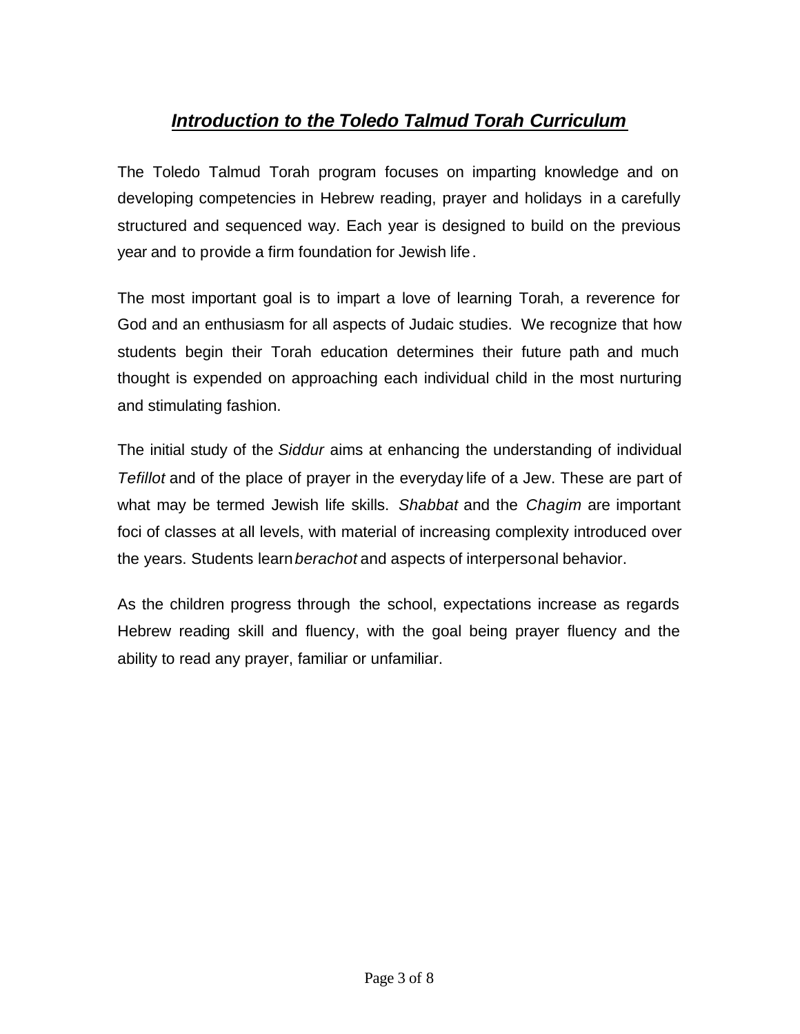# ***Introduction to the Toledo Talmud Torah Curriculum***

The Toledo Talmud Torah program focuses on imparting knowledge and on developing competencies in Hebrew reading, prayer and holidays in a carefully structured and sequenced way. Each year is designed to build on the previous year and to provide a firm foundation for Jewish life.

The most important goal is to impart a love of learning Torah, a reverence for God and an enthusiasm for all aspects of Judaic studies. We recognize that how students begin their Torah education determines their future path and much thought is expended on approaching each individual child in the most nurturing and stimulating fashion.

The initial study of the *Siddur* aims at enhancing the understanding of individual *Tefillot* and of the place of prayer in the everyday life of a Jew. These are part of what may be termed Jewish life skills. *Shabbat* and the *Chagim* are important foci of classes at all levels, with material of increasing complexity introduced over the years. Students learn *berachot* and aspects of interpersonal behavior.

As the children progress through the school, expectations increase as regards Hebrew reading skill and fluency, with the goal being prayer fluency and the ability to read any prayer, familiar or unfamiliar.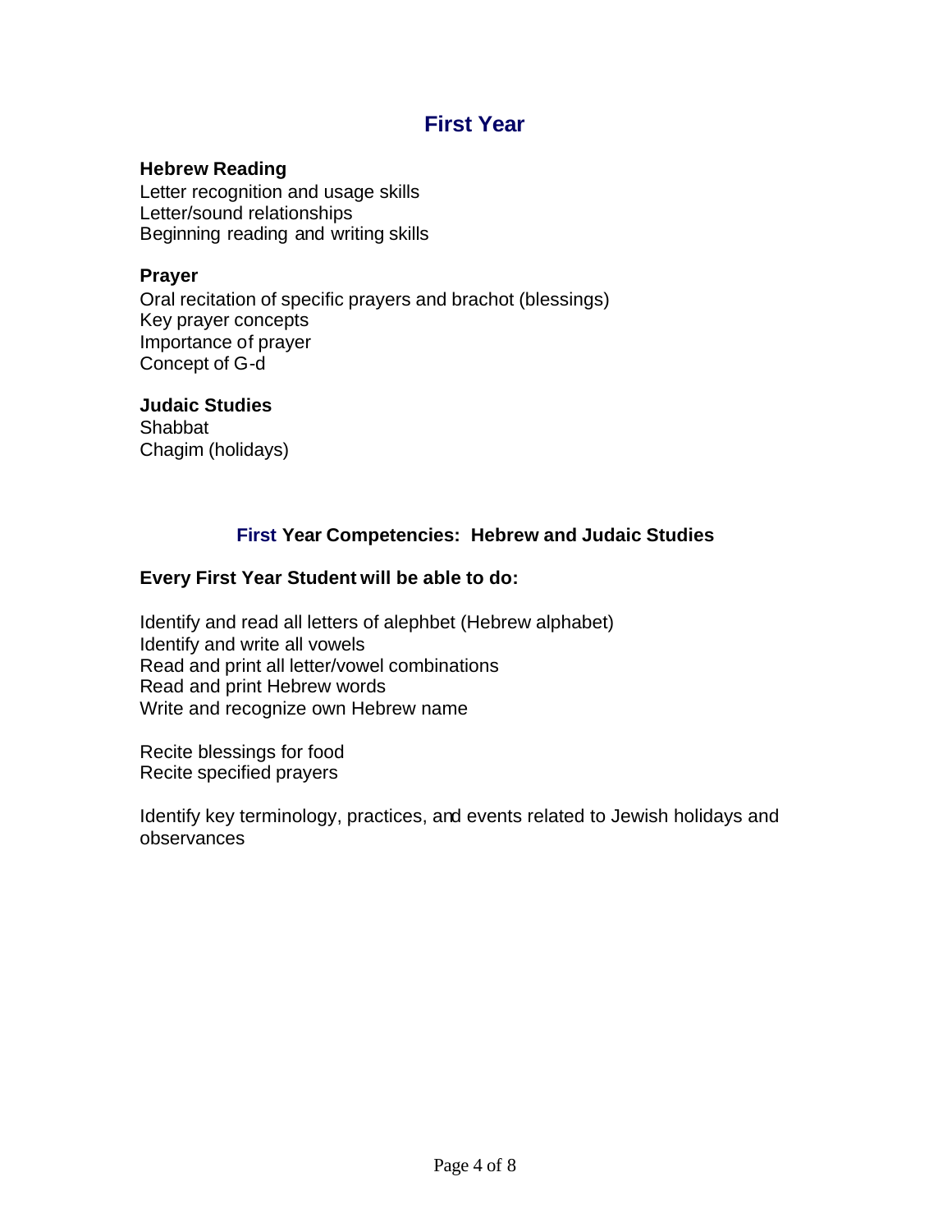# First Year

### Hebrew Reading

Letter recognition and usage skills
Letter/sound relationships
Beginning reading and writing skills

### Prayer

Oral recitation of specific prayers and brachot (blessings)
Key prayer concepts
Importance of prayer
Concept of G-d

### Judaic Studies

Shabbat
Chagim (holidays)

## First Year Competencies: Hebrew and Judaic Studies

### Every First Year Student will be able to do:

Identify and read all letters of alephbet (Hebrew alphabet)
Identify and write all vowels
Read and print all letter/vowel combinations
Read and print Hebrew words
Write and recognize own Hebrew name

Recite blessings for food
Recite specified prayers

Identify key terminology, practices, and events related to Jewish holidays and observances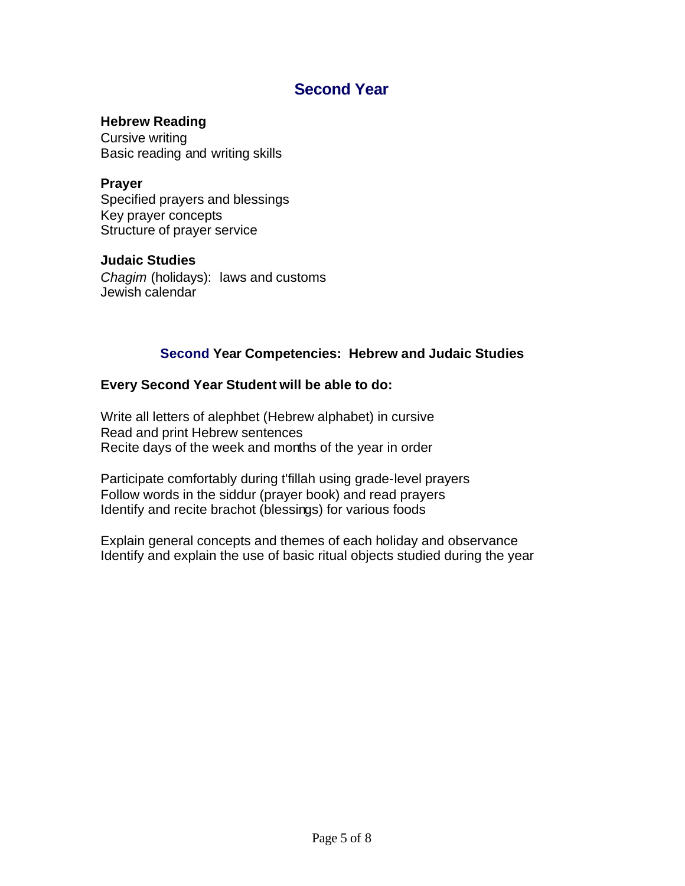# Second Year

**Hebrew Reading**
Cursive writing
Basic reading and writing skills

**Prayer**
Specified prayers and blessings
Key prayer concepts
Structure of prayer service

**Judaic Studies**
*Chagim* (holidays): laws and customs
Jewish calendar

## Second Year Competencies: Hebrew and Judaic Studies

**Every Second Year Student will be able to do:**

Write all letters of alephbet (Hebrew alphabet) in cursive
Read and print Hebrew sentences
Recite days of the week and months of the year in order

Participate comfortably during t'fillah using grade-level prayers
Follow words in the siddur (prayer book) and read prayers
Identify and recite brachot (blessings) for various foods

Explain general concepts and themes of each holiday and observance
Identify and explain the use of basic ritual objects studied during the year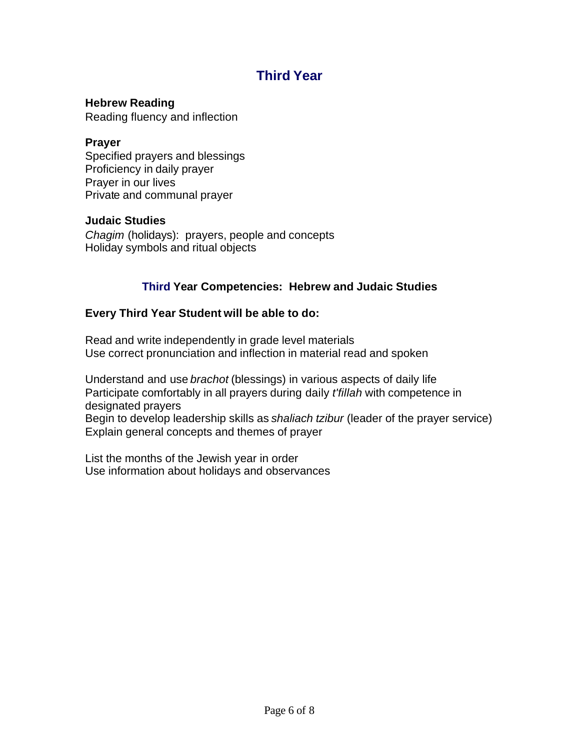# Third Year

**Hebrew Reading**
Reading fluency and inflection

**Prayer**
Specified prayers and blessings
Proficiency in daily prayer
Prayer in our lives
Private and communal prayer

**Judaic Studies**
*Chagim* (holidays): prayers, people and concepts
Holiday symbols and ritual objects

## Third Year Competencies: Hebrew and Judaic Studies

**Every Third Year Student will be able to do:**

Read and write independently in grade level materials
Use correct pronunciation and inflection in material read and spoken

Understand and use *brachot* (blessings) in various aspects of daily life
Participate comfortably in all prayers during daily *t'fillah* with competence in designated prayers
Begin to develop leadership skills as *shaliach tzibur* (leader of the prayer service)
Explain general concepts and themes of prayer

List the months of the Jewish year in order
Use information about holidays and observances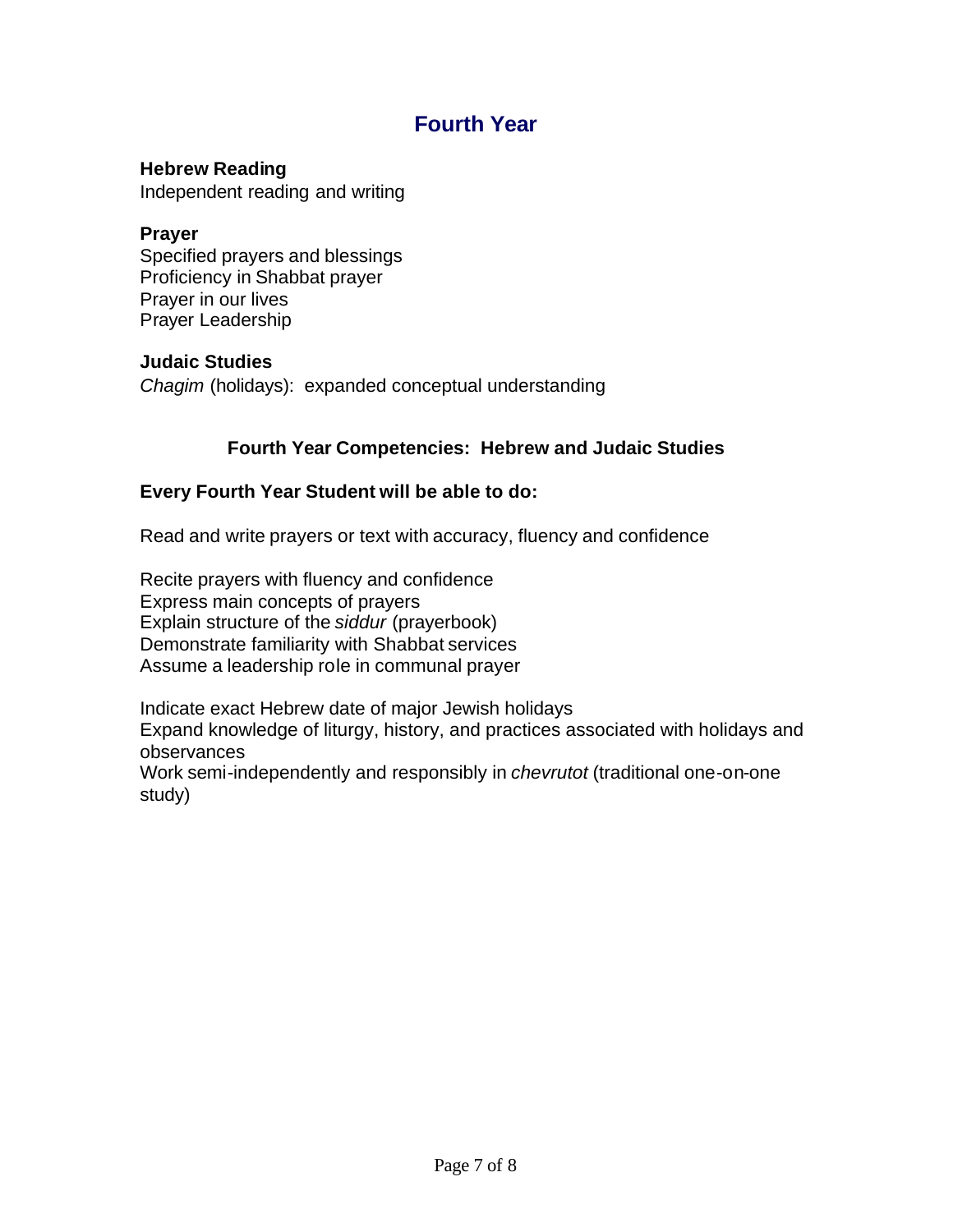# Fourth Year

**Hebrew Reading**
Independent reading and writing

**Prayer**
Specified prayers and blessings
Proficiency in Shabbat prayer
Prayer in our lives
Prayer Leadership

**Judaic Studies**
*Chagim* (holidays): expanded conceptual understanding

## Fourth Year Competencies: Hebrew and Judaic Studies

### Every Fourth Year Student will be able to do:

Read and write prayers or text with accuracy, fluency and confidence

Recite prayers with fluency and confidence
Express main concepts of prayers
Explain structure of the *siddur* (prayerbook)
Demonstrate familiarity with Shabbat services
Assume a leadership role in communal prayer

Indicate exact Hebrew date of major Jewish holidays
Expand knowledge of liturgy, history, and practices associated with holidays and observances
Work semi-independently and responsibly in *chevrutot* (traditional one-on-one study)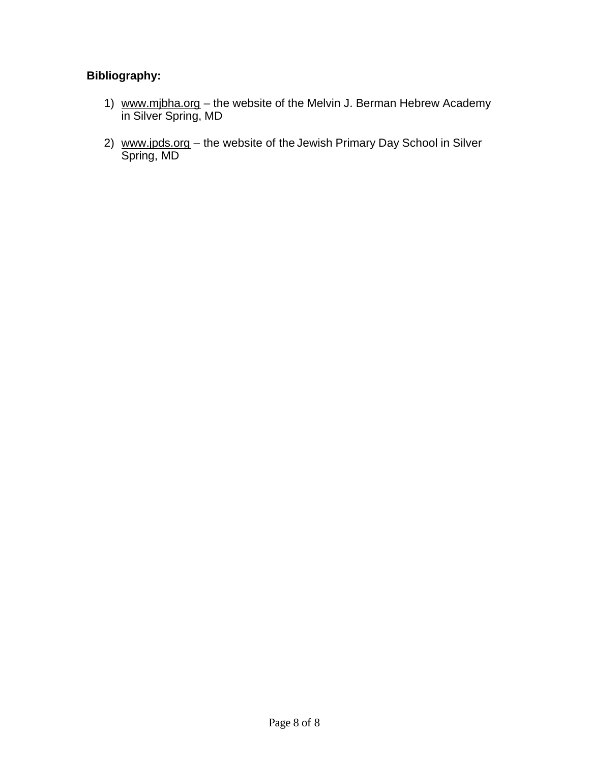**Bibliography:**

1) www.mjbha.org – the website of the Melvin J. Berman Hebrew Academy in Silver Spring, MD

2) www.jpds.org – the website of the Jewish Primary Day School in Silver Spring, MD